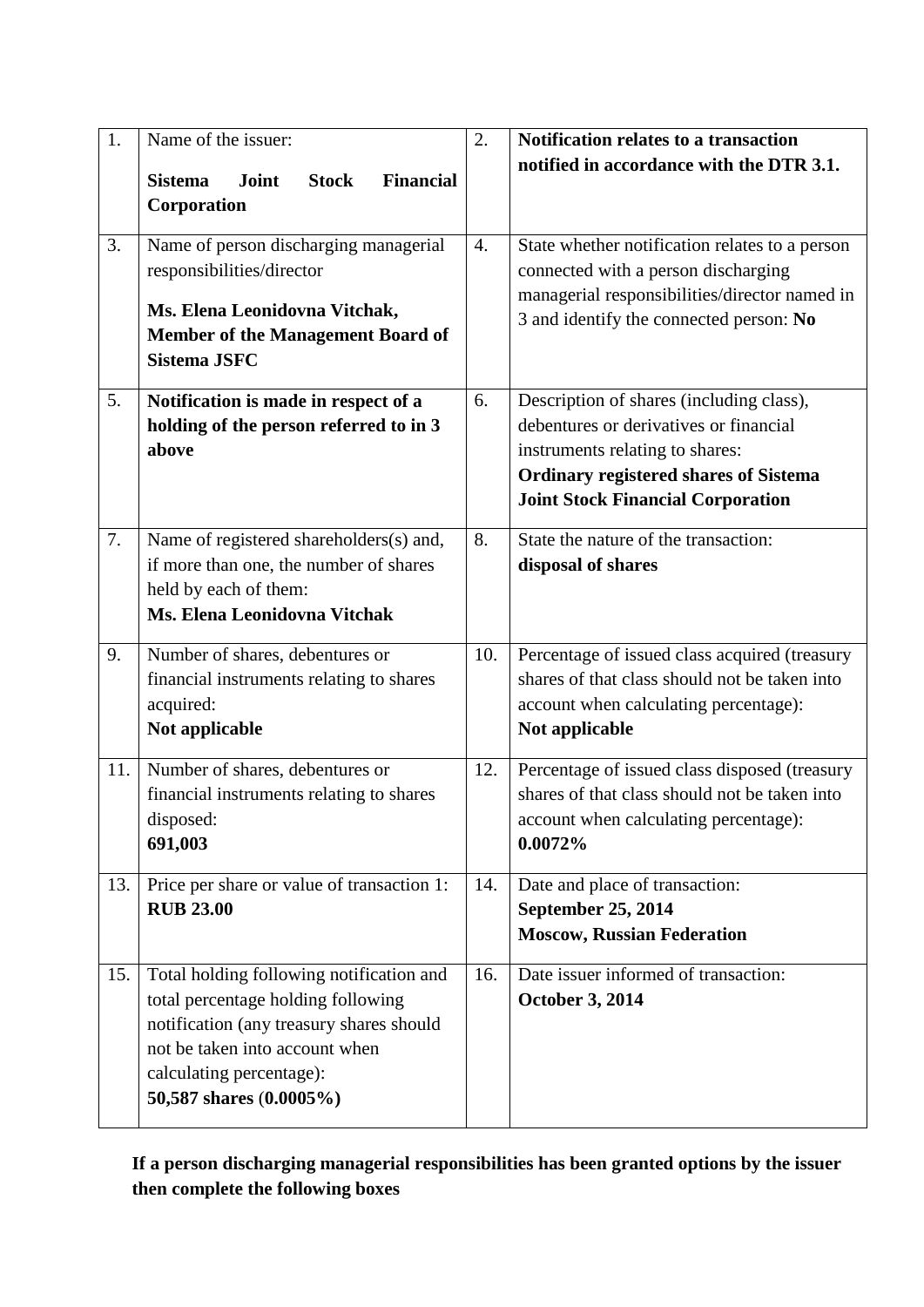| | | | |
|---|---|---|---|
| 1. | Name of the issuer:<br>**Sistema Joint Stock Financial Corporation** | 2. | **Notification relates to a transaction notified in accordance with the DTR 3.1.** |
| 3. | Name of person discharging managerial responsibilities/director<br>**Ms. Elena Leonidovna Vitchak, Member of the Management Board of Sistema JSFC** | 4. | State whether notification relates to a person connected with a person discharging managerial responsibilities/director named in 3 and identify the connected person: **No** |
| 5. | **Notification is made in respect of a holding of the person referred to in 3 above** | 6. | Description of shares (including class), debentures or derivatives or financial instruments relating to shares:<br>**Ordinary registered shares of Sistema Joint Stock Financial Corporation** |
| 7. | Name of registered shareholders(s) and, if more than one, the number of shares held by each of them:<br>**Ms. Elena Leonidovna Vitchak** | 8. | State the nature of the transaction:<br>**disposal of shares** |
| 9. | Number of shares, debentures or financial instruments relating to shares acquired:<br>**Not applicable** | 10. | Percentage of issued class acquired (treasury shares of that class should not be taken into account when calculating percentage):<br>**Not applicable** |
| 11. | Number of shares, debentures or financial instruments relating to shares disposed:<br>**691,003** | 12. | Percentage of issued class disposed (treasury shares of that class should not be taken into account when calculating percentage):<br>**0.0072%** |
| 13. | Price per share or value of transaction 1:<br>**RUB 23.00** | 14. | Date and place of transaction:<br>**September 25, 2014**<br>**Moscow, Russian Federation** |
| 15. | Total holding following notification and total percentage holding following notification (any treasury shares should not be taken into account when calculating percentage):<br>**50,587 shares (0.0005%)** | 16. | Date issuer informed of transaction:<br>**October 3, 2014** |

**If a person discharging managerial responsibilities has been granted options by the issuer then complete the following boxes**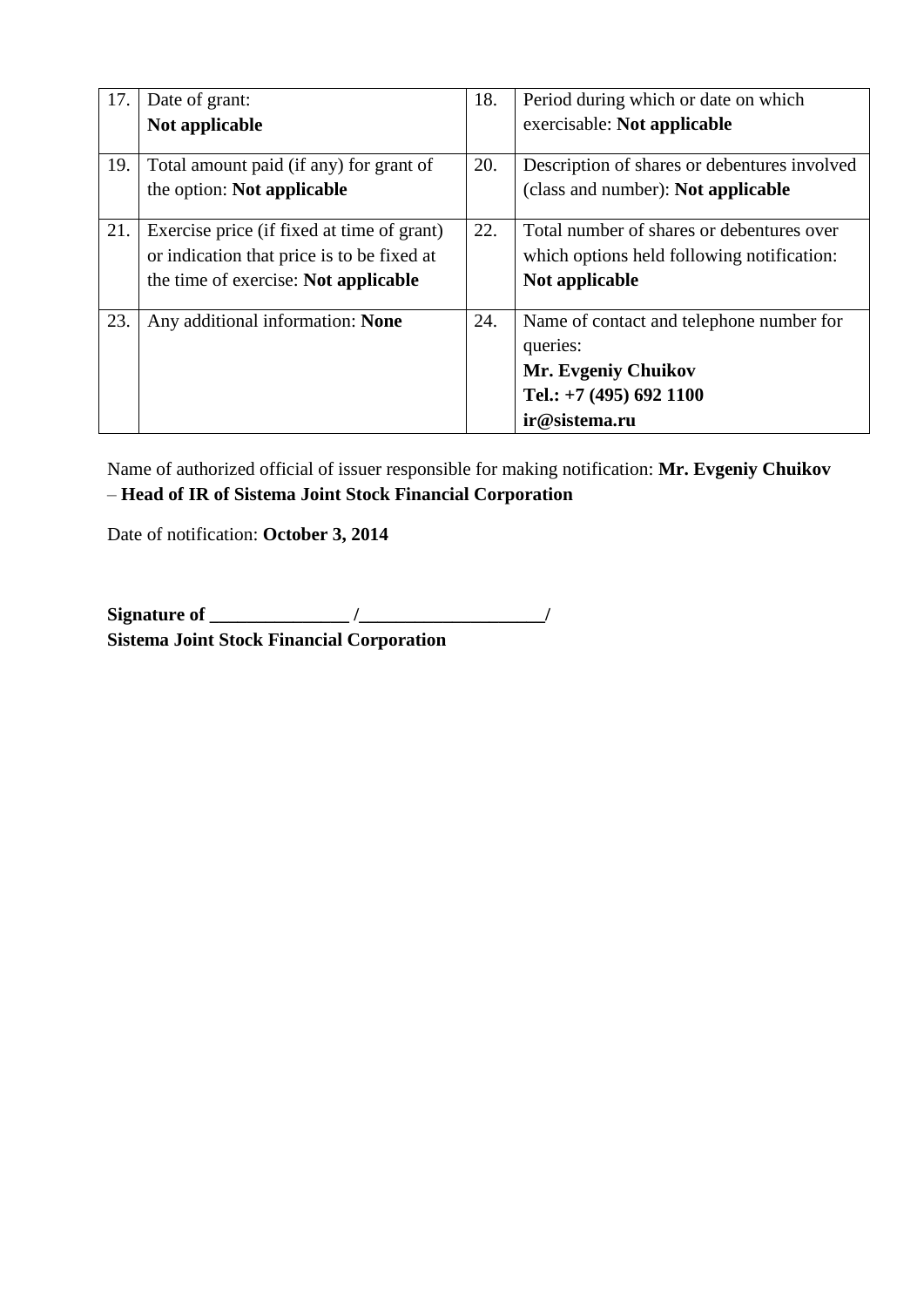| | | | |
|---|---|---|---|
| 17. | Date of grant: **Not applicable** | 18. | Period during which or date on which exercisable: **Not applicable** |
| 19. | Total amount paid (if any) for grant of the option: **Not applicable** | 20. | Description of shares or debentures involved (class and number): **Not applicable** |
| 21. | Exercise price (if fixed at time of grant) or indication that price is to be fixed at the time of exercise: **Not applicable** | 22. | Total number of shares or debentures over which options held following notification: **Not applicable** |
| 23. | Any additional information: **None** | 24. | Name of contact and telephone number for queries: **Mr. Evgeniy Chuikov** **Tel.: +7 (495) 692 1100** **ir@sistema.ru** |

Name of authorized official of issuer responsible for making notification: **Mr. Evgeniy Chuikov – Head of IR of Sistema Joint Stock Financial Corporation**

Date of notification: **October 3, 2014**

**Signature of _______________ /____________________/**
**Sistema Joint Stock Financial Corporation**